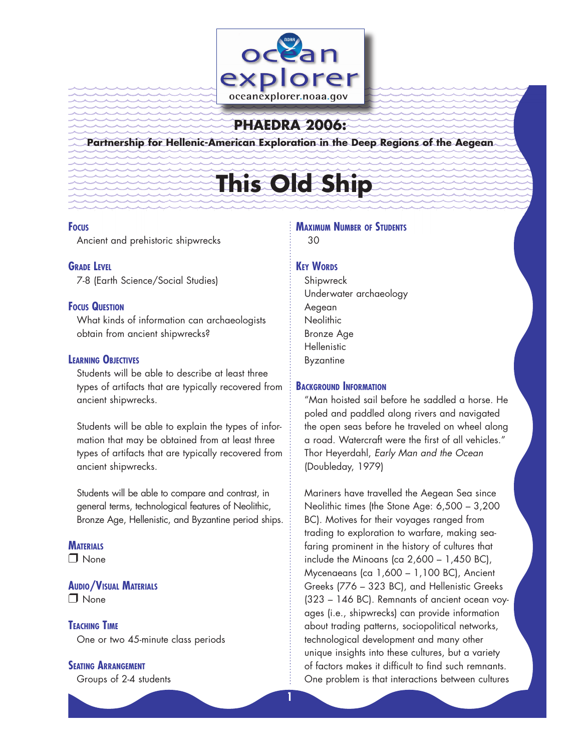# PHAEDRA 2006:

**Partnership for Hellenic-American Exploration in the Deep Regions of the Aegean**

# This Old Ship

## Focus

Ancient and prehistoric shipwrecks

## Grade Level

7-8 (Earth Science/Social Studies)

## Focus Question

What kinds of information can archaeologists obtain from ancient shipwrecks?

## Learning Objectives

Students will be able to describe at least three types of artifacts that are typically recovered from ancient shipwrecks.

Students will be able to explain the types of information that may be obtained from at least three types of artifacts that are typically recovered from ancient shipwrecks.

Students will be able to compare and contrast, in general terms, technological features of Neolithic, Bronze Age, Hellenistic, and Byzantine period ships.

## Materials

❒ None

## Audio/Visual Materials

❒ None

## Teaching Time

One or two 45-minute class periods

## Seating Arrangement

Groups of 2-4 students

## Maximum Number of Students

30

## Key Words

Shipwreck
Underwater archaeology
Aegean
Neolithic
Bronze Age
Hellenistic
Byzantine

## Background Information

"Man hoisted sail before he saddled a horse. He poled and paddled along rivers and navigated the open seas before he traveled on wheel along a road. Watercraft were the first of all vehicles." Thor Heyerdahl, *Early Man and the Ocean* (Doubleday, 1979)

Mariners have travelled the Aegean Sea since Neolithic times (the Stone Age: 6,500 – 3,200 BC). Motives for their voyages ranged from trading to exploration to warfare, making seafaring prominent in the history of cultures that include the Minoans (ca 2,600 – 1,450 BC), Mycenaeans (ca 1,600 – 1,100 BC), Ancient Greeks (776 – 323 BC), and Hellenistic Greeks (323 – 146 BC). Remnants of ancient ocean voyages (i.e., shipwrecks) can provide information about trading patterns, sociopolitical networks, technological development and many other unique insights into these cultures, but a variety of factors makes it difficult to find such remnants. One problem is that interactions between cultures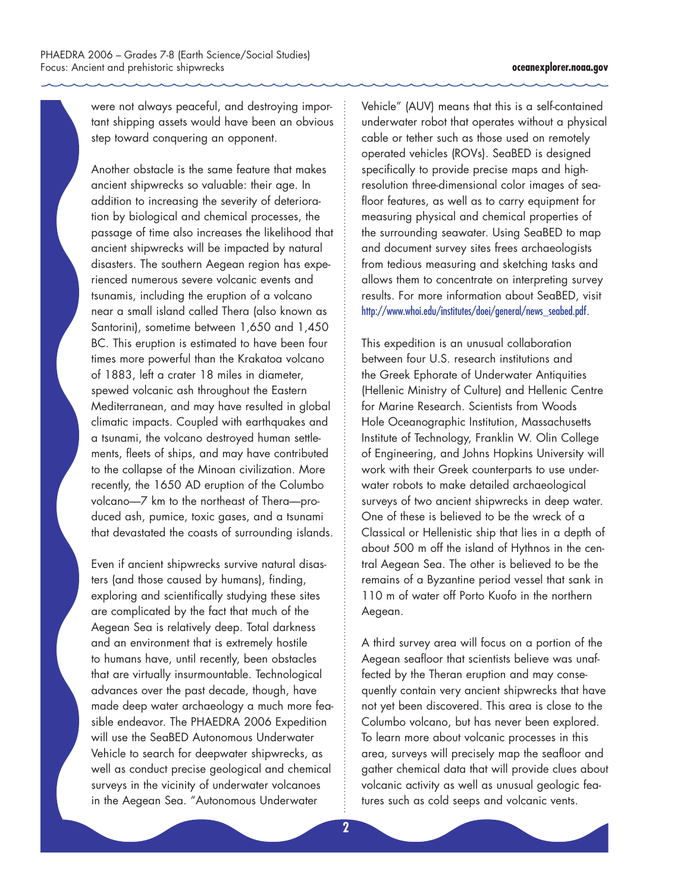were not always peaceful, and destroying important shipping assets would have been an obvious step toward conquering an opponent.

Another obstacle is the same feature that makes ancient shipwrecks so valuable: their age. In addition to increasing the severity of deterioration by biological and chemical processes, the passage of time also increases the likelihood that ancient shipwrecks will be impacted by natural disasters. The southern Aegean region has experienced numerous severe volcanic events and tsunamis, including the eruption of a volcano near a small island called Thera (also known as Santorini), sometime between 1,650 and 1,450 BC. This eruption is estimated to have been four times more powerful than the Krakatoa volcano of 1883, left a crater 18 miles in diameter, spewed volcanic ash throughout the Eastern Mediterranean, and may have resulted in global climatic impacts. Coupled with earthquakes and a tsunami, the volcano destroyed human settlements, fleets of ships, and may have contributed to the collapse of the Minoan civilization. More recently, the 1650 AD eruption of the Columbo volcano—7 km to the northeast of Thera—produced ash, pumice, toxic gases, and a tsunami that devastated the coasts of surrounding islands.

Even if ancient shipwrecks survive natural disasters (and those caused by humans), finding, exploring and scientifically studying these sites are complicated by the fact that much of the Aegean Sea is relatively deep. Total darkness and an environment that is extremely hostile to humans have, until recently, been obstacles that are virtually insurmountable. Technological advances over the past decade, though, have made deep water archaeology a much more feasible endeavor. The PHAEDRA 2006 Expedition will use the SeaBED Autonomous Underwater Vehicle to search for deepwater shipwrecks, as well as conduct precise geological and chemical surveys in the vicinity of underwater volcanoes in the Aegean Sea. "Autonomous Underwater Vehicle" (AUV) means that this is a self-contained underwater robot that operates without a physical cable or tether such as those used on remotely operated vehicles (ROVs). SeaBED is designed specifically to provide precise maps and high-resolution three-dimensional color images of seafloor features, as well as to carry equipment for measuring physical and chemical properties of the surrounding seawater. Using SeaBED to map and document survey sites frees archaeologists from tedious measuring and sketching tasks and allows them to concentrate on interpreting survey results. For more information about SeaBED, visit http://www.whoi.edu/institutes/doei/general/news_seabed.pdf.

This expedition is an unusual collaboration between four U.S. research institutions and the Greek Ephorate of Underwater Antiquities (Hellenic Ministry of Culture) and Hellenic Centre for Marine Research. Scientists from Woods Hole Oceanographic Institution, Massachusetts Institute of Technology, Franklin W. Olin College of Engineering, and Johns Hopkins University will work with their Greek counterparts to use underwater robots to make detailed archaeological surveys of two ancient shipwrecks in deep water. One of these is believed to be the wreck of a Classical or Hellenistic ship that lies in a depth of about 500 m off the island of Hythnos in the central Aegean Sea. The other is believed to be the remains of a Byzantine period vessel that sank in 110 m of water off Porto Kuofo in the northern Aegean.

A third survey area will focus on a portion of the Aegean seafloor that scientists believe was unaffected by the Theran eruption and may consequently contain very ancient shipwrecks that have not yet been discovered. This area is close to the Columbo volcano, but has never been explored. To learn more about volcanic processes in this area, surveys will precisely map the seafloor and gather chemical data that will provide clues about volcanic activity as well as unusual geologic features such as cold seeps and volcanic vents.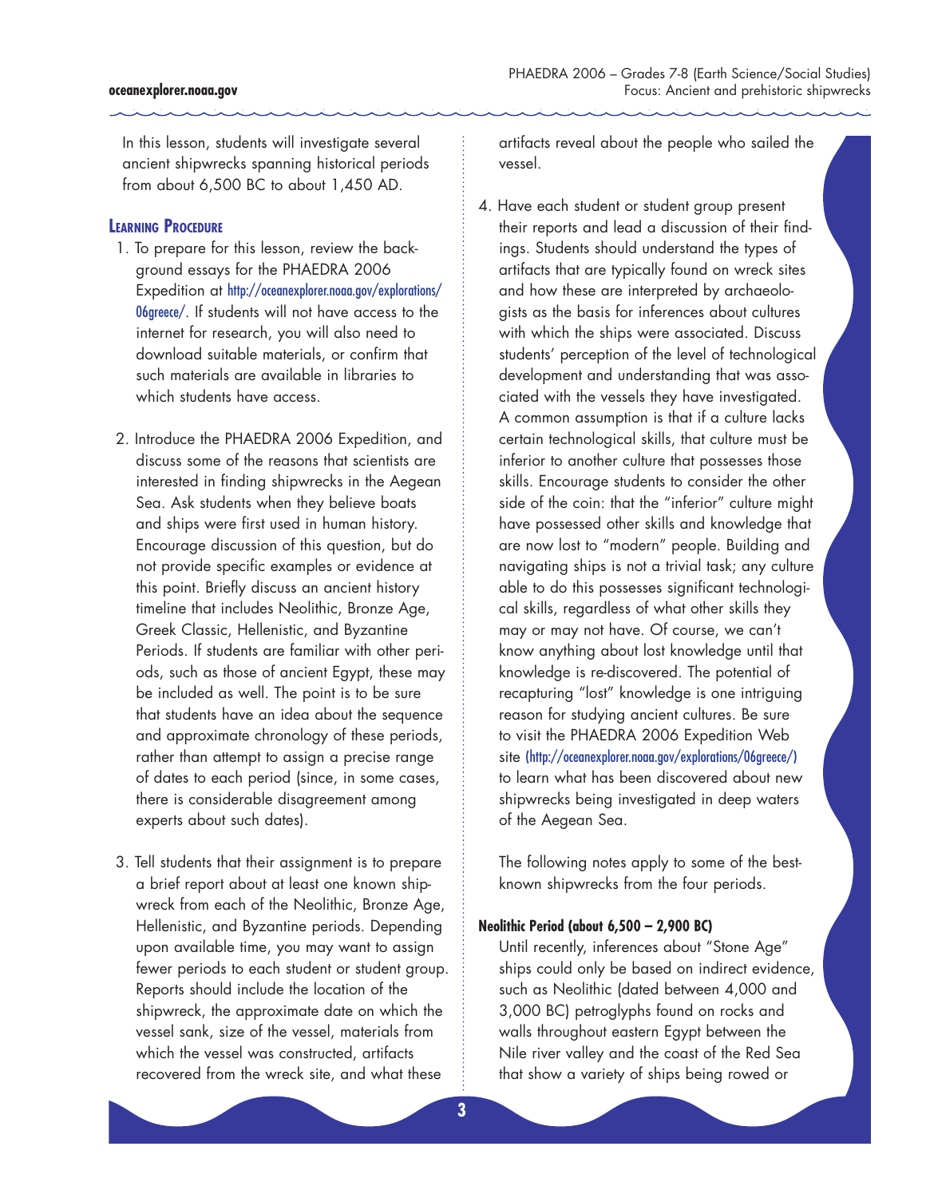In this lesson, students will investigate several ancient shipwrecks spanning historical periods from about 6,500 BC to about 1,450 AD.

## Learning Procedure

1. To prepare for this lesson, review the background essays for the PHAEDRA 2006 Expedition at http://oceanexplorer.noaa.gov/explorations/06greece/. If students will not have access to the internet for research, you will also need to download suitable materials, or confirm that such materials are available in libraries to which students have access.

2. Introduce the PHAEDRA 2006 Expedition, and discuss some of the reasons that scientists are interested in finding shipwrecks in the Aegean Sea. Ask students when they believe boats and ships were first used in human history. Encourage discussion of this question, but do not provide specific examples or evidence at this point. Briefly discuss an ancient history timeline that includes Neolithic, Bronze Age, Greek Classic, Hellenistic, and Byzantine Periods. If students are familiar with other periods, such as those of ancient Egypt, these may be included as well. The point is to be sure that students have an idea about the sequence and approximate chronology of these periods, rather than attempt to assign a precise range of dates to each period (since, in some cases, there is considerable disagreement among experts about such dates).

3. Tell students that their assignment is to prepare a brief report about at least one known shipwreck from each of the Neolithic, Bronze Age, Hellenistic, and Byzantine periods. Depending upon available time, you may want to assign fewer periods to each student or student group. Reports should include the location of the shipwreck, the approximate date on which the vessel sank, size of the vessel, materials from which the vessel was constructed, artifacts recovered from the wreck site, and what these artifacts reveal about the people who sailed the vessel.

4. Have each student or student group present their reports and lead a discussion of their findings. Students should understand the types of artifacts that are typically found on wreck sites and how these are interpreted by archaeologists as the basis for inferences about cultures with which the ships were associated. Discuss students' perception of the level of technological development and understanding that was associated with the vessels they have investigated. A common assumption is that if a culture lacks certain technological skills, that culture must be inferior to another culture that possesses those skills. Encourage students to consider the other side of the coin: that the "inferior" culture might have possessed other skills and knowledge that are now lost to "modern" people. Building and navigating ships is not a trivial task; any culture able to do this possesses significant technological skills, regardless of what other skills they may or may not have. Of course, we can't know anything about lost knowledge until that knowledge is re-discovered. The potential of recapturing "lost" knowledge is one intriguing reason for studying ancient cultures. Be sure to visit the PHAEDRA 2006 Expedition Web site (http://oceanexplorer.noaa.gov/explorations/06greece/) to learn what has been discovered about new shipwrecks being investigated in deep waters of the Aegean Sea.

   The following notes apply to some of the best-known shipwrecks from the four periods.

   **Neolithic Period (about 6,500 – 2,900 BC)**

   Until recently, inferences about "Stone Age" ships could only be based on indirect evidence, such as Neolithic (dated between 4,000 and 3,000 BC) petroglyphs found on rocks and walls throughout eastern Egypt between the Nile river valley and the coast of the Red Sea that show a variety of ships being rowed or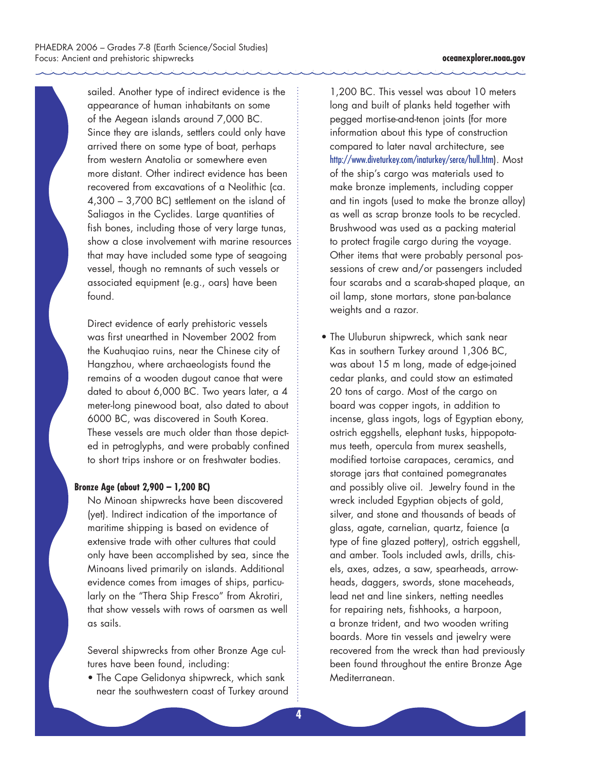sailed. Another type of indirect evidence is the appearance of human inhabitants on some of the Aegean islands around 7,000 BC. Since they are islands, settlers could only have arrived there on some type of boat, perhaps from western Anatolia or somewhere even more distant. Other indirect evidence has been recovered from excavations of a Neolithic (ca. 4,300 – 3,700 BC) settlement on the island of Saliagos in the Cyclides. Large quantities of fish bones, including those of very large tunas, show a close involvement with marine resources that may have included some type of seagoing vessel, though no remnants of such vessels or associated equipment (e.g., oars) have been found.

Direct evidence of early prehistoric vessels was first unearthed in November 2002 from the Kuahuqiao ruins, near the Chinese city of Hangzhou, where archaeologists found the remains of a wooden dugout canoe that were dated to about 6,000 BC. Two years later, a 4 meter-long pinewood boat, also dated to about 6000 BC, was discovered in South Korea. These vessels are much older than those depicted in petroglyphs, and were probably confined to short trips inshore or on freshwater bodies.

**Bronze Age (about 2,900 – 1,200 BC)**

No Minoan shipwrecks have been discovered (yet). Indirect indication of the importance of maritime shipping is based on evidence of extensive trade with other cultures that could only have been accomplished by sea, since the Minoans lived primarily on islands. Additional evidence comes from images of ships, particularly on the "Thera Ship Fresco" from Akrotiri, that show vessels with rows of oarsmen as well as sails.

Several shipwrecks from other Bronze Age cultures have been found, including:

- The Cape Gelidonya shipwreck, which sank near the southwestern coast of Turkey around 1,200 BC. This vessel was about 10 meters long and built of planks held together with pegged mortise-and-tenon joints (for more information about this type of construction compared to later naval architecture, see http://www.diveturkey.com/inaturkey/serce/hull.htm). Most of the ship's cargo was materials used to make bronze implements, including copper and tin ingots (used to make the bronze alloy) as well as scrap bronze tools to be recycled. Brushwood was used as a packing material to protect fragile cargo during the voyage. Other items that were probably personal possessions of crew and/or passengers included four scarabs and a scarab-shaped plaque, an oil lamp, stone mortars, stone pan-balance weights and a razor.
- The Uluburun shipwreck, which sank near Kas in southern Turkey around 1,306 BC, was about 15 m long, made of edge-joined cedar planks, and could stow an estimated 20 tons of cargo. Most of the cargo on board was copper ingots, in addition to incense, glass ingots, logs of Egyptian ebony, ostrich eggshells, elephant tusks, hippopotamus teeth, opercula from murex seashells, modified tortoise carapaces, ceramics, and storage jars that contained pomegranates and possibly olive oil. Jewelry found in the wreck included Egyptian objects of gold, silver, and stone and thousands of beads of glass, agate, carnelian, quartz, faience (a type of fine glazed pottery), ostrich eggshell, and amber. Tools included awls, drills, chisels, axes, adzes, a saw, spearheads, arrowheads, daggers, swords, stone maceheads, lead net and line sinkers, netting needles for repairing nets, fishhooks, a harpoon, a bronze trident, and two wooden writing boards. More tin vessels and jewelry were recovered from the wreck than had previously been found throughout the entire Bronze Age Mediterranean.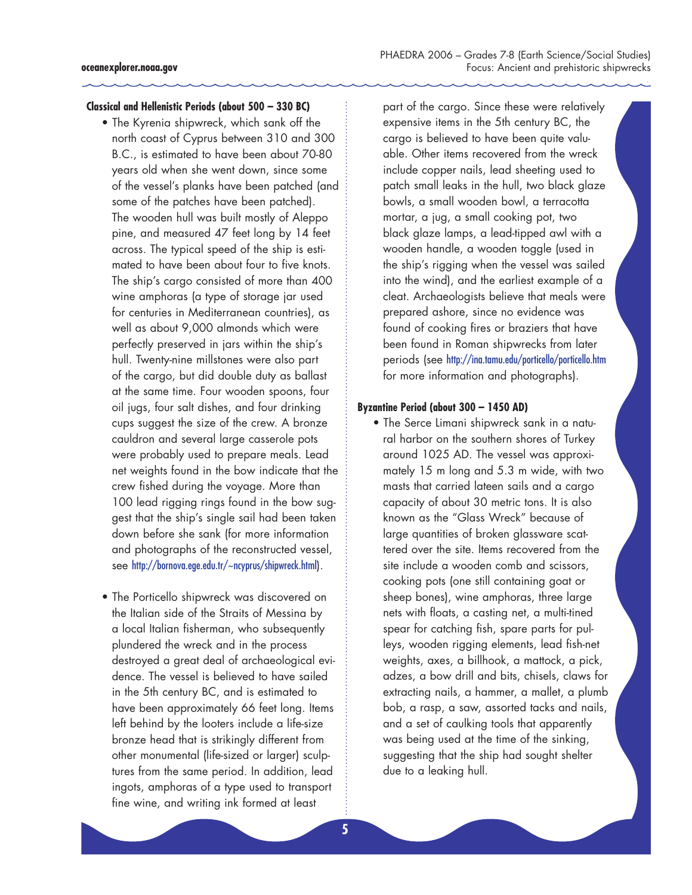### Classical and Hellenistic Periods (about 500 – 330 BC)

- The Kyrenia shipwreck, which sank off the north coast of Cyprus between 310 and 300 B.C., is estimated to have been about 70-80 years old when she went down, since some of the vessel's planks have been patched (and some of the patches have been patched). The wooden hull was built mostly of Aleppo pine, and measured 47 feet long by 14 feet across. The typical speed of the ship is estimated to have been about four to five knots. The ship's cargo consisted of more than 400 wine amphoras (a type of storage jar used for centuries in Mediterranean countries), as well as about 9,000 almonds which were perfectly preserved in jars within the ship's hull. Twenty-nine millstones were also part of the cargo, but did double duty as ballast at the same time. Four wooden spoons, four oil jugs, four salt dishes, and four drinking cups suggest the size of the crew. A bronze cauldron and several large casserole pots were probably used to prepare meals. Lead net weights found in the bow indicate that the crew fished during the voyage. More than 100 lead rigging rings found in the bow suggest that the ship's single sail had been taken down before she sank (for more information and photographs of the reconstructed vessel, see http://bornova.ege.edu.tr/~ncyprus/shipwreck.html).

- The Porticello shipwreck was discovered on the Italian side of the Straits of Messina by a local Italian fisherman, who subsequently plundered the wreck and in the process destroyed a great deal of archaeological evidence. The vessel is believed to have sailed in the 5th century BC, and is estimated to have been approximately 66 feet long. Items left behind by the looters include a life-size bronze head that is strikingly different from other monumental (life-sized or larger) sculptures from the same period. In addition, lead ingots, amphoras of a type used to transport fine wine, and writing ink formed at least part of the cargo. Since these were relatively expensive items in the 5th century BC, the cargo is believed to have been quite valuable. Other items recovered from the wreck include copper nails, lead sheeting used to patch small leaks in the hull, two black glaze bowls, a small wooden bowl, a terracotta mortar, a jug, a small cooking pot, two black glaze lamps, a lead-tipped awl with a wooden handle, a wooden toggle (used in the ship's rigging when the vessel was sailed into the wind), and the earliest example of a cleat. Archaeologists believe that meals were prepared ashore, since no evidence was found of cooking fires or braziers that have been found in Roman shipwrecks from later periods (see http://ina.tamu.edu/porticello/porticello.htm for more information and photographs).

### Byzantine Period (about 300 – 1450 AD)

- The Serce Limani shipwreck sank in a natural harbor on the southern shores of Turkey around 1025 AD. The vessel was approximately 15 m long and 5.3 m wide, with two masts that carried lateen sails and a cargo capacity of about 30 metric tons. It is also known as the "Glass Wreck" because of large quantities of broken glassware scattered over the site. Items recovered from the site include a wooden comb and scissors, cooking pots (one still containing goat or sheep bones), wine amphoras, three large nets with floats, a casting net, a multi-tined spear for catching fish, spare parts for pulleys, wooden rigging elements, lead fish-net weights, axes, a billhook, a mattock, a pick, adzes, a bow drill and bits, chisels, claws for extracting nails, a hammer, a mallet, a plumb bob, a rasp, a saw, assorted tacks and nails, and a set of caulking tools that apparently was being used at the time of the sinking, suggesting that the ship had sought shelter due to a leaking hull.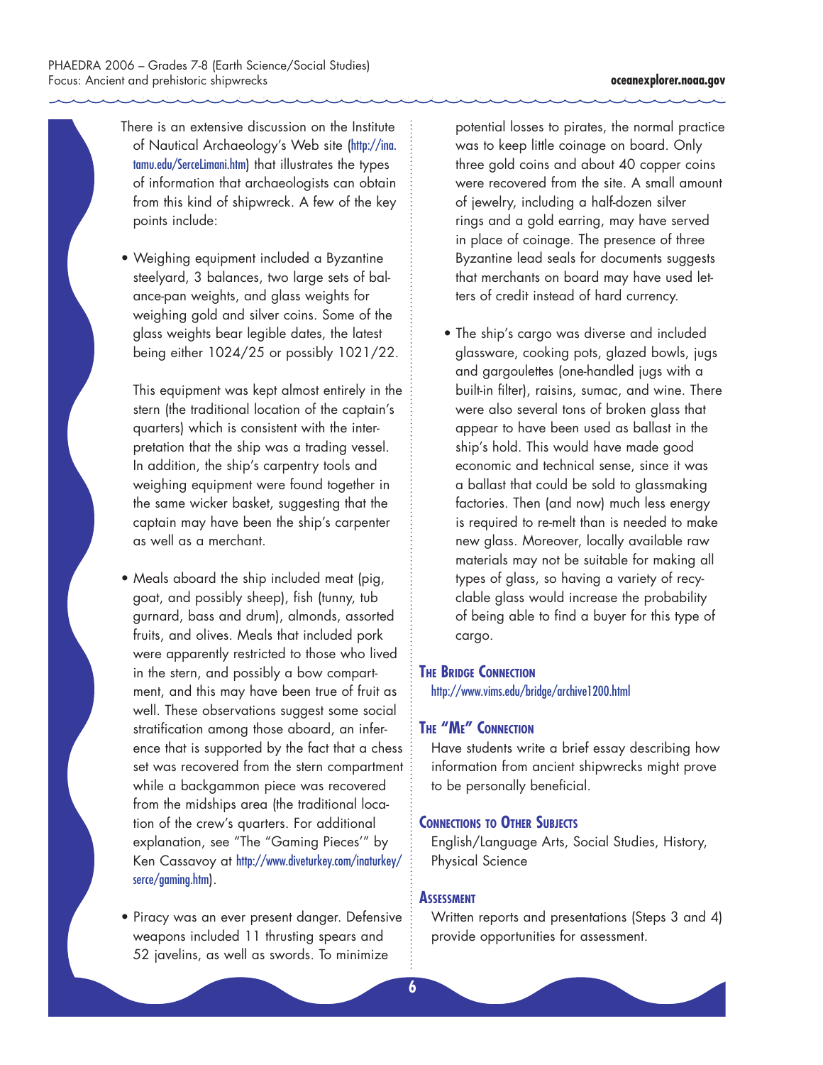There is an extensive discussion on the Institute of Nautical Archaeology's Web site (http://ina.tamu.edu/SerceLimani.htm) that illustrates the types of information that archaeologists can obtain from this kind of shipwreck. A few of the key points include:

- Weighing equipment included a Byzantine steelyard, 3 balances, two large sets of balance-pan weights, and glass weights for weighing gold and silver coins. Some of the glass weights bear legible dates, the latest being either 1024/25 or possibly 1021/22.

  This equipment was kept almost entirely in the stern (the traditional location of the captain's quarters) which is consistent with the interpretation that the ship was a trading vessel. In addition, the ship's carpentry tools and weighing equipment were found together in the same wicker basket, suggesting that the captain may have been the ship's carpenter as well as a merchant.

- Meals aboard the ship included meat (pig, goat, and possibly sheep), fish (tunny, tub gurnard, bass and drum), almonds, assorted fruits, and olives. Meals that included pork were apparently restricted to those who lived in the stern, and possibly a bow compartment, and this may have been true of fruit as well. These observations suggest some social stratification among those aboard, an inference that is supported by the fact that a chess set was recovered from the stern compartment while a backgammon piece was recovered from the midships area (the traditional location of the crew's quarters. For additional explanation, see "The "Gaming Pieces'" by Ken Cassavoy at http://www.diveturkey.com/inaturkey/serce/gaming.htm).

- Piracy was an ever present danger. Defensive weapons included 11 thrusting spears and 52 javelins, as well as swords. To minimize potential losses to pirates, the normal practice was to keep little coinage on board. Only three gold coins and about 40 copper coins were recovered from the site. A small amount of jewelry, including a half-dozen silver rings and a gold earring, may have served in place of coinage. The presence of three Byzantine lead seals for documents suggests that merchants on board may have used letters of credit instead of hard currency.

- The ship's cargo was diverse and included glassware, cooking pots, glazed bowls, jugs and gargoulettes (one-handled jugs with a built-in filter), raisins, sumac, and wine. There were also several tons of broken glass that appear to have been used as ballast in the ship's hold. This would have made good economic and technical sense, since it was a ballast that could be sold to glassmaking factories. Then (and now) much less energy is required to re-melt than is needed to make new glass. Moreover, locally available raw materials may not be suitable for making all types of glass, so having a variety of recyclable glass would increase the probability of being able to find a buyer for this type of cargo.

## The Bridge Connection

http://www.vims.edu/bridge/archive1200.html

## The "Me" Connection

Have students write a brief essay describing how information from ancient shipwrecks might prove to be personally beneficial.

## Connections to Other Subjects

English/Language Arts, Social Studies, History, Physical Science

## Assessment

Written reports and presentations (Steps 3 and 4) provide opportunities for assessment.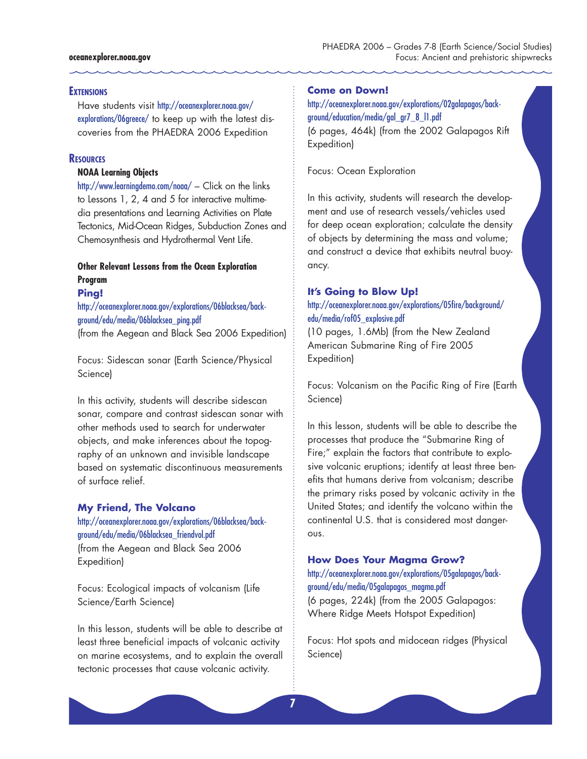## Extensions

Have students visit http://oceanexplorer.noaa.gov/explorations/06greece/ to keep up with the latest discoveries from the PHAEDRA 2006 Expedition

## Resources

### NOAA Learning Objects

http://www.learningdemo.com/noaa/ – Click on the links to Lessons 1, 2, 4 and 5 for interactive multimedia presentations and Learning Activities on Plate Tectonics, Mid-Ocean Ridges, Subduction Zones and Chemosynthesis and Hydrothermal Vent Life.

### Other Relevant Lessons from the Ocean Exploration Program

**Ping!**

http://oceanexplorer.noaa.gov/explorations/06blacksea/background/edu/media/06blacksea_ping.pdf
(from the Aegean and Black Sea 2006 Expedition)

Focus: Sidescan sonar (Earth Science/Physical Science)

In this activity, students will describe sidescan sonar, compare and contrast sidescan sonar with other methods used to search for underwater objects, and make inferences about the topography of an unknown and invisible landscape based on systematic discontinuous measurements of surface relief.

**My Friend, The Volcano**

http://oceanexplorer.noaa.gov/explorations/06blacksea/background/edu/media/06blacksea_friendvol.pdf
(from the Aegean and Black Sea 2006 Expedition)

Focus: Ecological impacts of volcanism (Life Science/Earth Science)

In this lesson, students will be able to describe at least three beneficial impacts of volcanic activity on marine ecosystems, and to explain the overall tectonic processes that cause volcanic activity.

**Come on Down!**

http://oceanexplorer.noaa.gov/explorations/02galapagos/background/education/media/gal_gr7_8_l1.pdf
(6 pages, 464k) (from the 2002 Galapagos Rift Expedition)

Focus: Ocean Exploration

In this activity, students will research the development and use of research vessels/vehicles used for deep ocean exploration; calculate the density of objects by determining the mass and volume; and construct a device that exhibits neutral buoyancy.

**It's Going to Blow Up!**

http://oceanexplorer.noaa.gov/explorations/05fire/background/edu/media/rof05_explosive.pdf
(10 pages, 1.6Mb) (from the New Zealand American Submarine Ring of Fire 2005 Expedition)

Focus: Volcanism on the Pacific Ring of Fire (Earth Science)

In this lesson, students will be able to describe the processes that produce the "Submarine Ring of Fire;" explain the factors that contribute to explosive volcanic eruptions; identify at least three benefits that humans derive from volcanism; describe the primary risks posed by volcanic activity in the United States; and identify the volcano within the continental U.S. that is considered most dangerous.

**How Does Your Magma Grow?**

http://oceanexplorer.noaa.gov/explorations/05galapagos/background/edu/media/05galapagos_magma.pdf
(6 pages, 224k) (from the 2005 Galapagos: Where Ridge Meets Hotspot Expedition)

Focus: Hot spots and midocean ridges (Physical Science)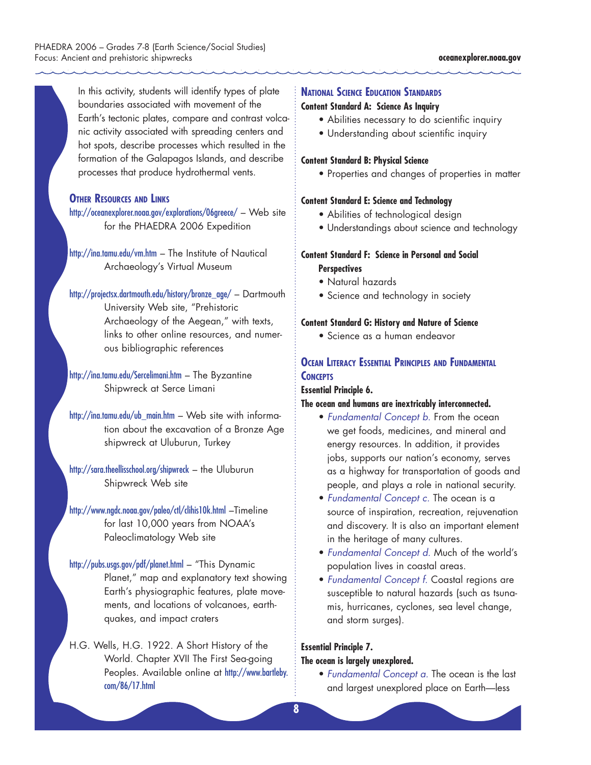In this activity, students will identify types of plate boundaries associated with movement of the Earth's tectonic plates, compare and contrast volcanic activity associated with spreading centers and hot spots, describe processes which resulted in the formation of the Galapagos Islands, and describe processes that produce hydrothermal vents.

## Other Resources and Links

http://oceanexplorer.noaa.gov/explorations/06greece/ – Web site for the PHAEDRA 2006 Expedition

http://ina.tamu.edu/vm.htm – The Institute of Nautical Archaeology's Virtual Museum

http://projectsx.dartmouth.edu/history/bronze_age/ – Dartmouth University Web site, "Prehistoric Archaeology of the Aegean," with texts, links to other online resources, and numerous bibliographic references

http://ina.tamu.edu/Sercelimani.htm – The Byzantine Shipwreck at Serce Limani

http://ina.tamu.edu/ub_main.htm – Web site with information about the excavation of a Bronze Age shipwreck at Uluburun, Turkey

http://sara.theellisschool.org/shipwreck – the Uluburun Shipwreck Web site

http://www.ngdc.noaa.gov/paleo/ctl/clihis10k.html –Timeline for last 10,000 years from NOAA's Paleoclimatology Web site

http://pubs.usgs.gov/pdf/planet.html – "This Dynamic Planet," map and explanatory text showing Earth's physiographic features, plate movements, and locations of volcanoes, earthquakes, and impact craters

H.G. Wells, H.G. 1922. A Short History of the World. Chapter XVII The First Sea-going Peoples. Available online at http://www.bartleby.com/86/17.html

## National Science Education Standards

**Content Standard A: Science As Inquiry**

- Abilities necessary to do scientific inquiry
- Understanding about scientific inquiry

**Content Standard B: Physical Science**

- Properties and changes of properties in matter

**Content Standard E: Science and Technology**

- Abilities of technological design
- Understandings about science and technology

**Content Standard F: Science in Personal and Social Perspectives**

- Natural hazards
- Science and technology in society

**Content Standard G: History and Nature of Science**

- Science as a human endeavor

## Ocean Literacy Essential Principles and Fundamental Concepts

**Essential Principle 6.**

**The ocean and humans are inextricably interconnected.**

- *Fundamental Concept b.* From the ocean we get foods, medicines, and mineral and energy resources. In addition, it provides jobs, supports our nation's economy, serves as a highway for transportation of goods and people, and plays a role in national security.
- *Fundamental Concept c.* The ocean is a source of inspiration, recreation, rejuvenation and discovery. It is also an important element in the heritage of many cultures.
- *Fundamental Concept d.* Much of the world's population lives in coastal areas.
- *Fundamental Concept f.* Coastal regions are susceptible to natural hazards (such as tsunamis, hurricanes, cyclones, sea level change, and storm surges).

**Essential Principle 7.**

**The ocean is largely unexplored.**

- *Fundamental Concept a.* The ocean is the last and largest unexplored place on Earth—less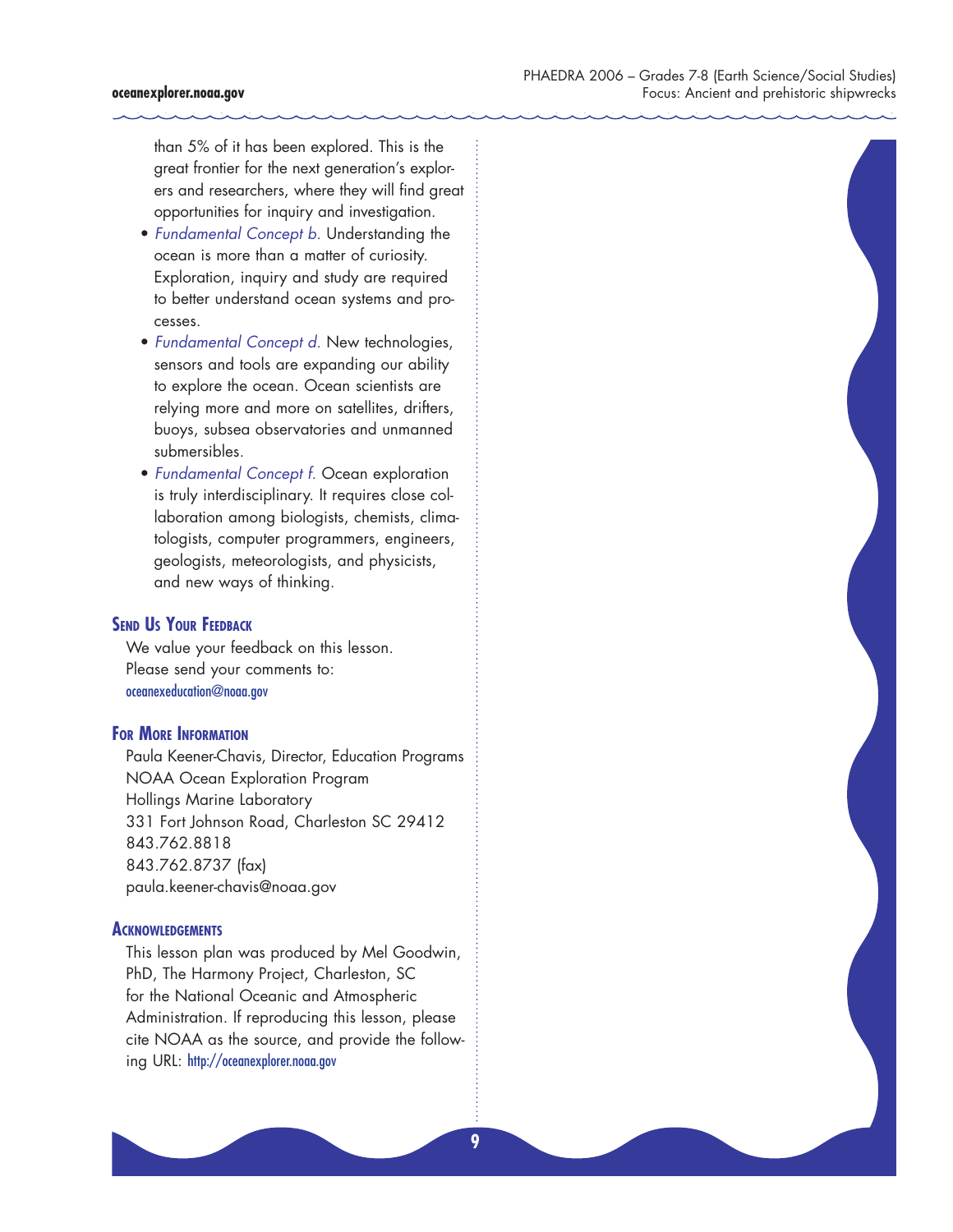than 5% of it has been explored. This is the great frontier for the next generation's explorers and researchers, where they will find great opportunities for inquiry and investigation.

- *Fundamental Concept b.* Understanding the ocean is more than a matter of curiosity. Exploration, inquiry and study are required to better understand ocean systems and processes.
- *Fundamental Concept d.* New technologies, sensors and tools are expanding our ability to explore the ocean. Ocean scientists are relying more and more on satellites, drifters, buoys, subsea observatories and unmanned submersibles.
- *Fundamental Concept f.* Ocean exploration is truly interdisciplinary. It requires close collaboration among biologists, chemists, climatologists, computer programmers, engineers, geologists, meteorologists, and physicists, and new ways of thinking.

## Send Us Your Feedback

We value your feedback on this lesson.
Please send your comments to:
oceanexeducation@noaa.gov

## For More Information

Paula Keener-Chavis, Director, Education Programs
NOAA Ocean Exploration Program
Hollings Marine Laboratory
331 Fort Johnson Road, Charleston SC 29412
843.762.8818
843.762.8737 (fax)
paula.keener-chavis@noaa.gov

## Acknowledgements

This lesson plan was produced by Mel Goodwin, PhD, The Harmony Project, Charleston, SC for the National Oceanic and Atmospheric Administration. If reproducing this lesson, please cite NOAA as the source, and provide the following URL: http://oceanexplorer.noaa.gov